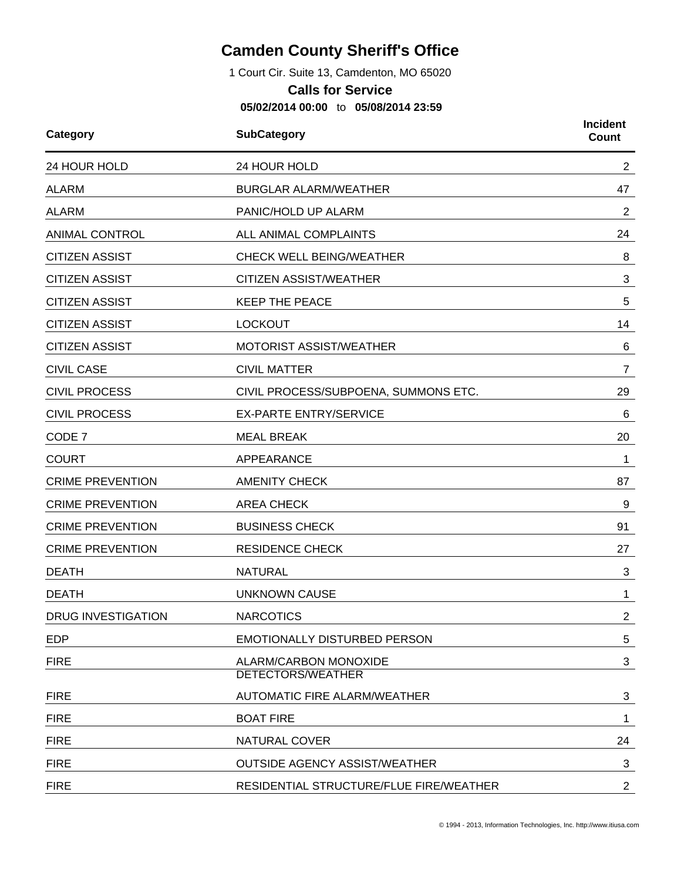# Camden County Sheriff's Office

1 Court Cir. Suite 13, Camdenton, MO 65020

**Calls for Service**

**05/02/2014 00:00** to **05/08/2014 23:59**

| Category | SubCategory | Incident Count |
|---|---|---|
| 24 HOUR HOLD | 24 HOUR HOLD | 2 |
| ALARM | BURGLAR ALARM/WEATHER | 47 |
| ALARM | PANIC/HOLD UP ALARM | 2 |
| ANIMAL CONTROL | ALL ANIMAL COMPLAINTS | 24 |
| CITIZEN ASSIST | CHECK WELL BEING/WEATHER | 8 |
| CITIZEN ASSIST | CITIZEN ASSIST/WEATHER | 3 |
| CITIZEN ASSIST | KEEP THE PEACE | 5 |
| CITIZEN ASSIST | LOCKOUT | 14 |
| CITIZEN ASSIST | MOTORIST ASSIST/WEATHER | 6 |
| CIVIL CASE | CIVIL MATTER | 7 |
| CIVIL PROCESS | CIVIL PROCESS/SUBPOENA, SUMMONS ETC. | 29 |
| CIVIL PROCESS | EX-PARTE ENTRY/SERVICE | 6 |
| CODE 7 | MEAL BREAK | 20 |
| COURT | APPEARANCE | 1 |
| CRIME PREVENTION | AMENITY CHECK | 87 |
| CRIME PREVENTION | AREA CHECK | 9 |
| CRIME PREVENTION | BUSINESS CHECK | 91 |
| CRIME PREVENTION | RESIDENCE CHECK | 27 |
| DEATH | NATURAL | 3 |
| DEATH | UNKNOWN CAUSE | 1 |
| DRUG INVESTIGATION | NARCOTICS | 2 |
| EDP | EMOTIONALLY DISTURBED PERSON | 5 |
| FIRE | ALARM/CARBON MONOXIDE DETECTORS/WEATHER | 3 |
| FIRE | AUTOMATIC FIRE ALARM/WEATHER | 3 |
| FIRE | BOAT FIRE | 1 |
| FIRE | NATURAL COVER | 24 |
| FIRE | OUTSIDE AGENCY ASSIST/WEATHER | 3 |
| FIRE | RESIDENTIAL STRUCTURE/FLUE FIRE/WEATHER | 2 |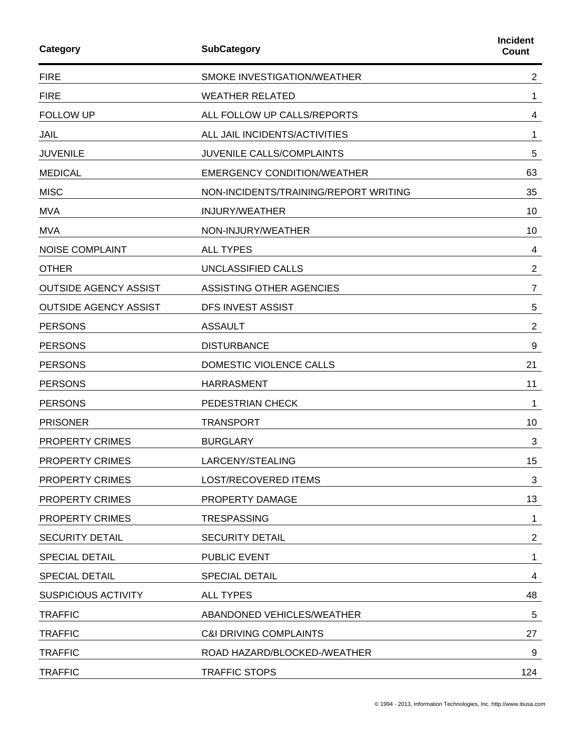| Category | SubCategory | Incident Count |
| --- | --- | --- |
| FIRE | SMOKE INVESTIGATION/WEATHER | 2 |
| FIRE | WEATHER RELATED | 1 |
| FOLLOW UP | ALL FOLLOW UP CALLS/REPORTS | 4 |
| JAIL | ALL JAIL INCIDENTS/ACTIVITIES | 1 |
| JUVENILE | JUVENILE CALLS/COMPLAINTS | 5 |
| MEDICAL | EMERGENCY CONDITION/WEATHER | 63 |
| MISC | NON-INCIDENTS/TRAINING/REPORT WRITING | 35 |
| MVA | INJURY/WEATHER | 10 |
| MVA | NON-INJURY/WEATHER | 10 |
| NOISE COMPLAINT | ALL TYPES | 4 |
| OTHER | UNCLASSIFIED CALLS | 2 |
| OUTSIDE AGENCY ASSIST | ASSISTING OTHER AGENCIES | 7 |
| OUTSIDE AGENCY ASSIST | DFS INVEST ASSIST | 5 |
| PERSONS | ASSAULT | 2 |
| PERSONS | DISTURBANCE | 9 |
| PERSONS | DOMESTIC VIOLENCE CALLS | 21 |
| PERSONS | HARRASMENT | 11 |
| PERSONS | PEDESTRIAN CHECK | 1 |
| PRISONER | TRANSPORT | 10 |
| PROPERTY CRIMES | BURGLARY | 3 |
| PROPERTY CRIMES | LARCENY/STEALING | 15 |
| PROPERTY CRIMES | LOST/RECOVERED ITEMS | 3 |
| PROPERTY CRIMES | PROPERTY DAMAGE | 13 |
| PROPERTY CRIMES | TRESPASSING | 1 |
| SECURITY DETAIL | SECURITY DETAIL | 2 |
| SPECIAL DETAIL | PUBLIC EVENT | 1 |
| SPECIAL DETAIL | SPECIAL DETAIL | 4 |
| SUSPICIOUS ACTIVITY | ALL TYPES | 48 |
| TRAFFIC | ABANDONED VEHICLES/WEATHER | 5 |
| TRAFFIC | C&I DRIVING COMPLAINTS | 27 |
| TRAFFIC | ROAD HAZARD/BLOCKED-/WEATHER | 9 |
| TRAFFIC | TRAFFIC STOPS | 124 |

© 1994 - 2013, Information Technologies, Inc. http://www.itiusa.com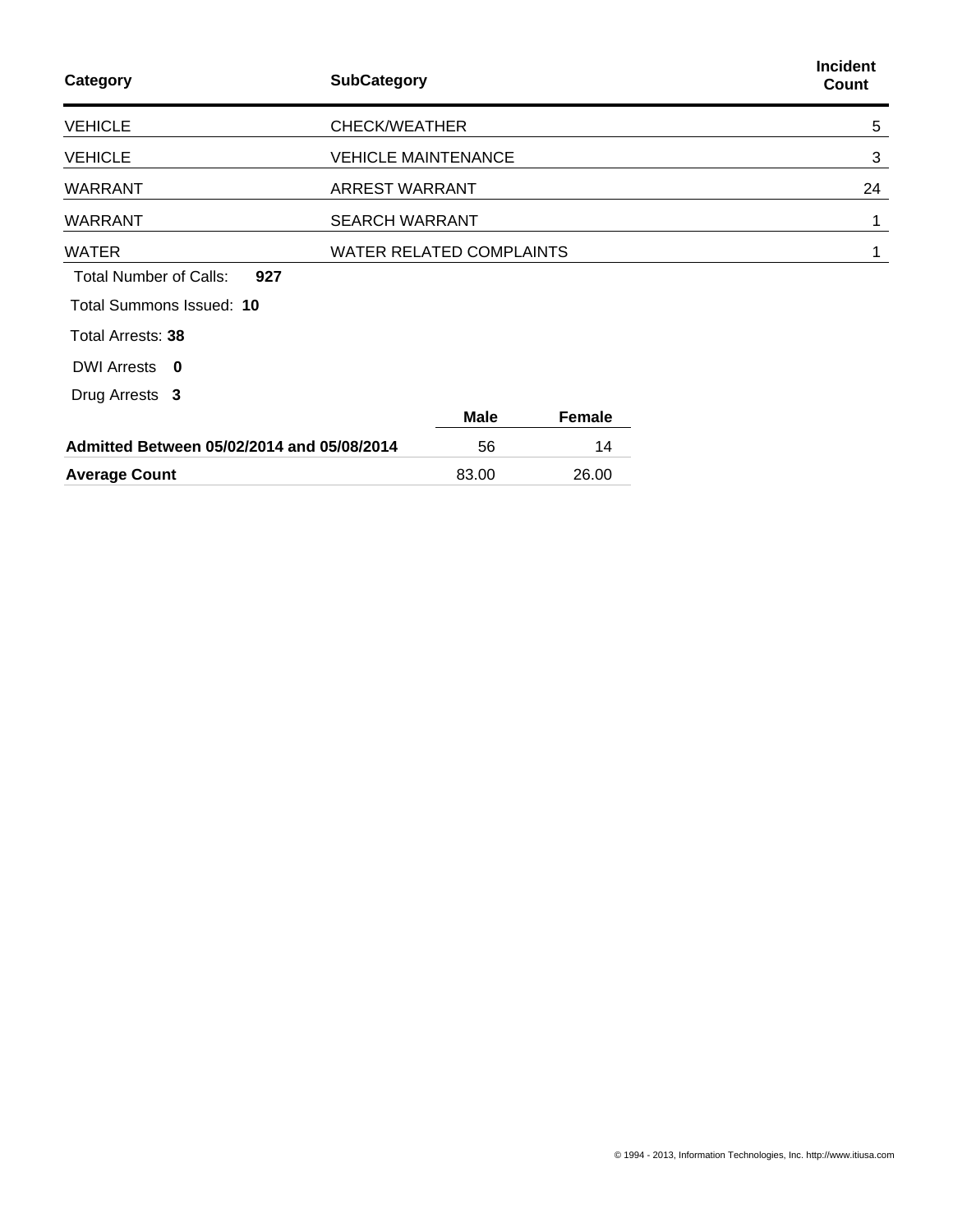| Category | SubCategory | Incident Count |
|---|---|---|
| VEHICLE | CHECK/WEATHER | 5 |
| VEHICLE | VEHICLE MAINTENANCE | 3 |
| WARRANT | ARREST WARRANT | 24 |
| WARRANT | SEARCH WARRANT | 1 |
| WATER | WATER RELATED COMPLAINTS | 1 |

Total Number of Calls: **927**

Total Summons Issued: **10**

Total Arrests: **38**

DWI Arrests **0**

Drug Arrests **3**

| | Male | Female |
|---|---|---|
| **Admitted Between 05/02/2014 and 05/08/2014** | 56 | 14 |
| **Average Count** | 83.00 | 26.00 |

© 1994 - 2013, Information Technologies, Inc. http://www.itiusa.com